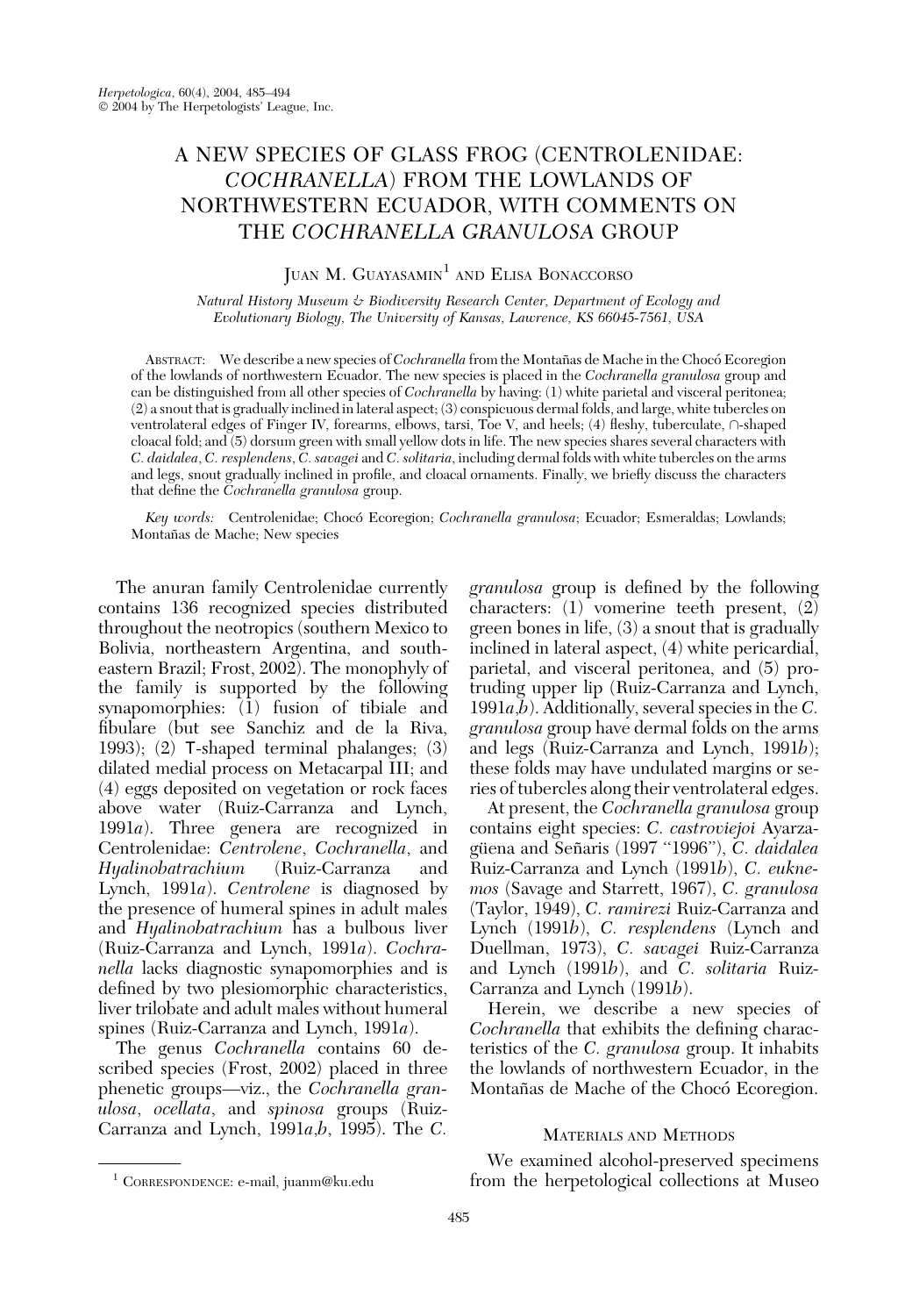# A NEW SPECIES OF GLASS FROG (CENTROLENIDAE: *COCHRANELLA*) FROM THE LOWLANDS OF NORTHWESTERN ECUADOR, WITH COMMENTS ON THE *COCHRANELLA GRANULOSA* GROUP

Juan M. Guayasamin[1] and Elisa Bonaccorso

*Natural History Museum & Biodiversity Research Center, Department of Ecology and Evolutionary Biology, The University of Kansas, Lawrence, KS 66045-7561, USA*

Abstract: We describe a new species of *Cochranella* from the Montañas de Mache in the Chocó Ecoregion of the lowlands of northwestern Ecuador. The new species is placed in the *Cochranella granulosa* group and can be distinguished from all other species of *Cochranella* by having: (1) white parietal and visceral peritonea; (2) a snout that is gradually inclined in lateral aspect; (3) conspicuous dermal folds, and large, white tubercles on ventrolateral edges of Finger IV, forearms, elbows, tarsi, Toe V, and heels; (4) fleshy, tuberculate, ∩-shaped cloacal fold; and (5) dorsum green with small yellow dots in life. The new species shares several characters with *C. daidalea*, *C. resplendens*, *C. savagei* and *C. solitaria*, including dermal folds with white tubercles on the arms and legs, snout gradually inclined in profile, and cloacal ornaments. Finally, we briefly discuss the characters that define the *Cochranella granulosa* group.

*Key words:* Centrolenidae; Chocó Ecoregion; *Cochranella granulosa*; Ecuador; Esmeraldas; Lowlands; Montañas de Mache; New species

The anuran family Centrolenidae currently contains 136 recognized species distributed throughout the neotropics (southern Mexico to Bolivia, northeastern Argentina, and southeastern Brazil; Frost, 2002). The monophyly of the family is supported by the following synapomorphies: (1) fusion of tibiale and fibulare (but see Sanchiz and de la Riva, 1993); (2) T-shaped terminal phalanges; (3) dilated medial process on Metacarpal III; and (4) eggs deposited on vegetation or rock faces above water (Ruiz-Carranza and Lynch, 1991*a*). Three genera are recognized in Centrolenidae: *Centrolene*, *Cochranella*, and *Hyalinobatrachium* (Ruiz-Carranza and Lynch, 1991*a*). *Centrolene* is diagnosed by the presence of humeral spines in adult males and *Hyalinobatrachium* has a bulbous liver (Ruiz-Carranza and Lynch, 1991*a*). *Cochranella* lacks diagnostic synapomorphies and is defined by two plesiomorphic characteristics, liver trilobate and adult males without humeral spines (Ruiz-Carranza and Lynch, 1991*a*).

The genus *Cochranella* contains 60 described species (Frost, 2002) placed in three phenetic groups—viz., the *Cochranella granulosa*, *ocellata*, and *spinosa* groups (Ruiz-Carranza and Lynch, 1991*a*,*b*, 1995). The *C. granulosa* group is defined by the following characters: (1) vomerine teeth present, (2) green bones in life, (3) a snout that is gradually inclined in lateral aspect, (4) white pericardial, parietal, and visceral peritonea, and (5) protruding upper lip (Ruiz-Carranza and Lynch, 1991*a*,*b*). Additionally, several species in the *C. granulosa* group have dermal folds on the arms and legs (Ruiz-Carranza and Lynch, 1991*b*); these folds may have undulated margins or series of tubercles along their ventrolateral edges.

At present, the *Cochranella granulosa* group contains eight species: *C. castroviejoi* Ayarzagüena and Señaris (1997 "1996"), *C. daidalea* Ruiz-Carranza and Lynch (1991*b*), *C. euknemos* (Savage and Starrett, 1967), *C. granulosa* (Taylor, 1949), *C. ramirezi* Ruiz-Carranza and Lynch (1991*b*), *C. resplendens* (Lynch and Duellman, 1973), *C. savagei* Ruiz-Carranza and Lynch (1991*b*), and *C. solitaria* Ruiz-Carranza and Lynch (1991*b*).

Herein, we describe a new species of *Cochranella* that exhibits the defining characteristics of the *C. granulosa* group. It inhabits the lowlands of northwestern Ecuador, in the Montañas de Mache of the Chocó Ecoregion.

## Materials and Methods

We examined alcohol-preserved specimens from the herpetological collections at Museo

[1] Correspondence: e-mail, juanm@ku.edu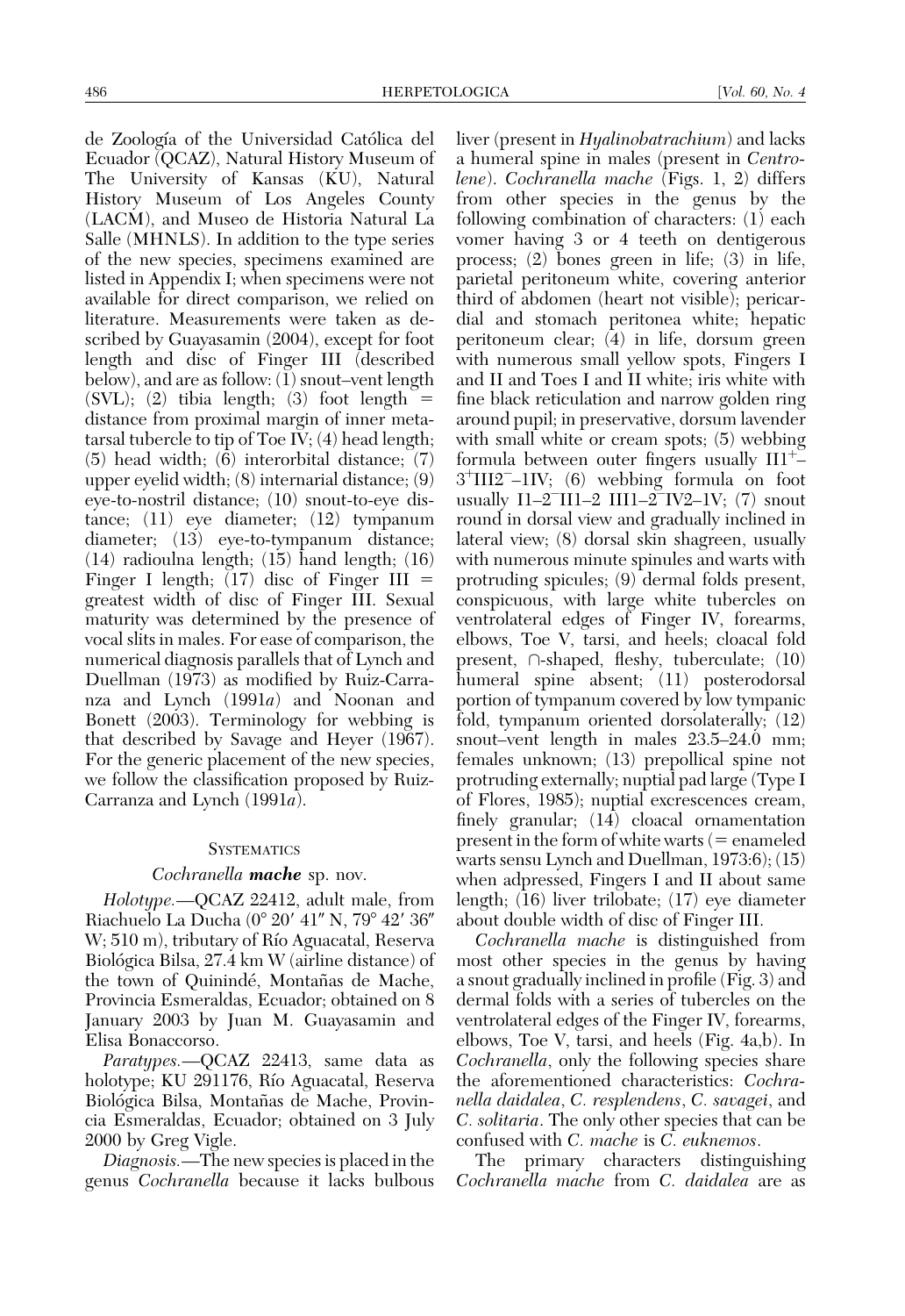de Zoología of the Universidad Católica del Ecuador (QCAZ), Natural History Museum of The University of Kansas (KU), Natural History Museum of Los Angeles County (LACM), and Museo de Historia Natural La Salle (MHNLS). In addition to the type series of the new species, specimens examined are listed in Appendix I; when specimens were not available for direct comparison, we relied on literature. Measurements were taken as described by Guayasamin (2004), except for foot length and disc of Finger III (described below), and are as follow: (1) snout–vent length (SVL); (2) tibia length; (3) foot length = distance from proximal margin of inner metatarsal tubercle to tip of Toe IV; (4) head length; (5) head width; (6) interorbital distance; (7) upper eyelid width; (8) internarial distance; (9) eye-to-nostril distance; (10) snout-to-eye distance; (11) eye diameter; (12) tympanum diameter; (13) eye-to-tympanum distance; (14) radioulna length; (15) hand length; (16) Finger I length; (17) disc of Finger III = greatest width of disc of Finger III. Sexual maturity was determined by the presence of vocal slits in males. For ease of comparison, the numerical diagnosis parallels that of Lynch and Duellman (1973) as modified by Ruiz-Carranza and Lynch (1991*a*) and Noonan and Bonett (2003). Terminology for webbing is that described by Savage and Heyer (1967). For the generic placement of the new species, we follow the classification proposed by Ruiz-Carranza and Lynch (1991*a*).

## Systematics

### *Cochranella* ***mache*** sp. nov.

*Holotype.*—QCAZ 22412, adult male, from Riachuelo La Ducha (0° 20′ 41″ N, 79° 42′ 36″ W; 510 m), tributary of Río Aguacatal, Reserva Biológica Bilsa, 27.4 km W (airline distance) of the town of Quinindé, Montañas de Mache, Provincia Esmeraldas, Ecuador; obtained on 8 January 2003 by Juan M. Guayasamin and Elisa Bonaccorso.

*Paratypes.*—QCAZ 22413, same data as holotype; KU 291176, Río Aguacatal, Reserva Biológica Bilsa, Montañas de Mache, Provincia Esmeraldas, Ecuador; obtained on 3 July 2000 by Greg Vigle.

*Diagnosis.*—The new species is placed in the genus *Cochranella* because it lacks bulbous liver (present in *Hyalinobatrachium*) and lacks a humeral spine in males (present in *Centrolene*). *Cochranella mache* (Figs. 1, 2) differs from other species in the genus by the following combination of characters: (1) each vomer having 3 or 4 teeth on dentigerous process; (2) bones green in life; (3) in life, parietal peritoneum white, covering anterior third of abdomen (heart not visible); pericardial and stomach peritonea white; hepatic peritoneum clear; (4) in life, dorsum green with numerous small yellow spots, Fingers I and II and Toes I and II white; iris white with fine black reticulation and narrow golden ring around pupil; in preservative, dorsum lavender with small white or cream spots; (5) webbing formula between outer fingers usually II1$^{+}$–3$^{+}$III2$^{-}$–1IV; (6) webbing formula on foot usually I1–2$^{-}$II1–2 III1–2$^{-}$IV2–1V; (7) snout round in dorsal view and gradually inclined in lateral view; (8) dorsal skin shagreen, usually with numerous minute spinules and warts with protruding spicules; (9) dermal folds present, conspicuous, with large white tubercles on ventrolateral edges of Finger IV, forearms, elbows, Toe V, tarsi, and heels; cloacal fold present, ∩-shaped, fleshy, tuberculate; (10) humeral spine absent; (11) posterodorsal portion of tympanum covered by low tympanic fold, tympanum oriented dorsolaterally; (12) snout–vent length in males 23.5–24.0 mm; females unknown; (13) prepollical spine not protruding externally; nuptial pad large (Type I of Flores, 1985); nuptial excrescences cream, finely granular; (14) cloacal ornamentation present in the form of white warts (= enameled warts sensu Lynch and Duellman, 1973:6); (15) when adpressed, Fingers I and II about same length; (16) liver trilobate; (17) eye diameter about double width of disc of Finger III.

*Cochranella mache* is distinguished from most other species in the genus by having a snout gradually inclined in profile (Fig. 3) and dermal folds with a series of tubercles on the ventrolateral edges of the Finger IV, forearms, elbows, Toe V, tarsi, and heels (Fig. 4a,b). In *Cochranella*, only the following species share the aforementioned characteristics: *Cochranella daidalea*, *C. resplendens*, *C. savagei*, and *C. solitaria*. The only other species that can be confused with *C. mache* is *C. euknemos*.

The primary characters distinguishing *Cochranella mache* from *C. daidalea* are as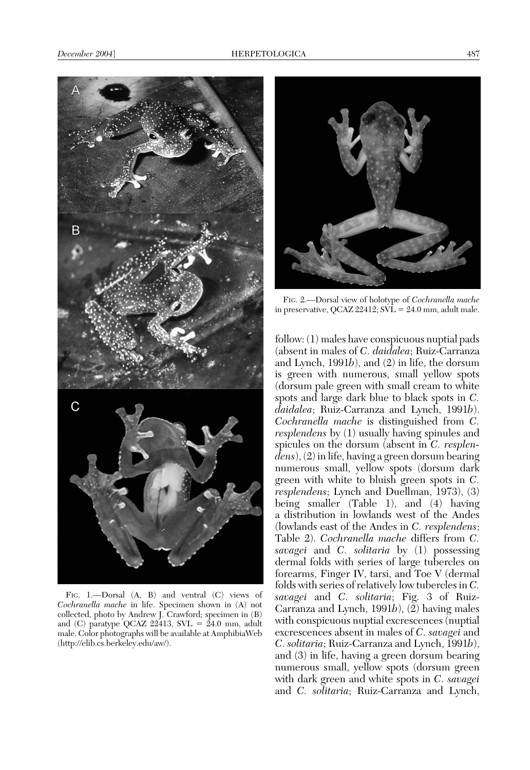FIG. 1.—Dorsal (A, B) and ventral (C) views of *Cochranella mache* in life. Specimen shown in (A) not collected, photo by Andrew J. Crawford; specimen in (B) and (C) paratype QCAZ 22413, SVL = 24.0 mm, adult male. Color photographs will be available at AmphibiaWeb (http://elib.cs.berkeley.edu/aw/).

FIG. 2.—Dorsal view of holotype of *Cochranella mache* in preservative, QCAZ 22412; SVL = 24.0 mm, adult male.

follow: (1) males have conspicuous nuptial pads (absent in males of *C. daidalea*; Ruiz-Carranza and Lynch, 1991*b*), and (2) in life, the dorsum is green with numerous, small yellow spots (dorsum pale green with small cream to white spots and large dark blue to black spots in *C. daidalea*; Ruiz-Carranza and Lynch, 1991*b*). *Cochranella mache* is distinguished from *C. resplendens* by (1) usually having spinules and spicules on the dorsum (absent in *C. resplendens*), (2) in life, having a green dorsum bearing numerous small, yellow spots (dorsum dark green with white to bluish green spots in *C. resplendens*; Lynch and Duellman, 1973), (3) being smaller (Table 1), and (4) having a distribution in lowlands west of the Andes (lowlands east of the Andes in *C. resplendens*; Table 2). *Cochranella mache* differs from *C. savagei* and *C. solitaria* by (1) possessing dermal folds with series of large tubercles on forearms, Finger IV, tarsi, and Toe V (dermal folds with series of relatively low tubercles in *C. savagei* and *C. solitaria*; Fig. 3 of Ruiz-Carranza and Lynch, 1991*b*), (2) having males with conspicuous nuptial excrescences (nuptial excrescences absent in males of *C. savagei* and *C. solitaria*; Ruiz-Carranza and Lynch, 1991*b*), and (3) in life, having a green dorsum bearing numerous small, yellow spots (dorsum green with dark green and white spots in *C. savagei* and *C. solitaria*; Ruiz-Carranza and Lynch,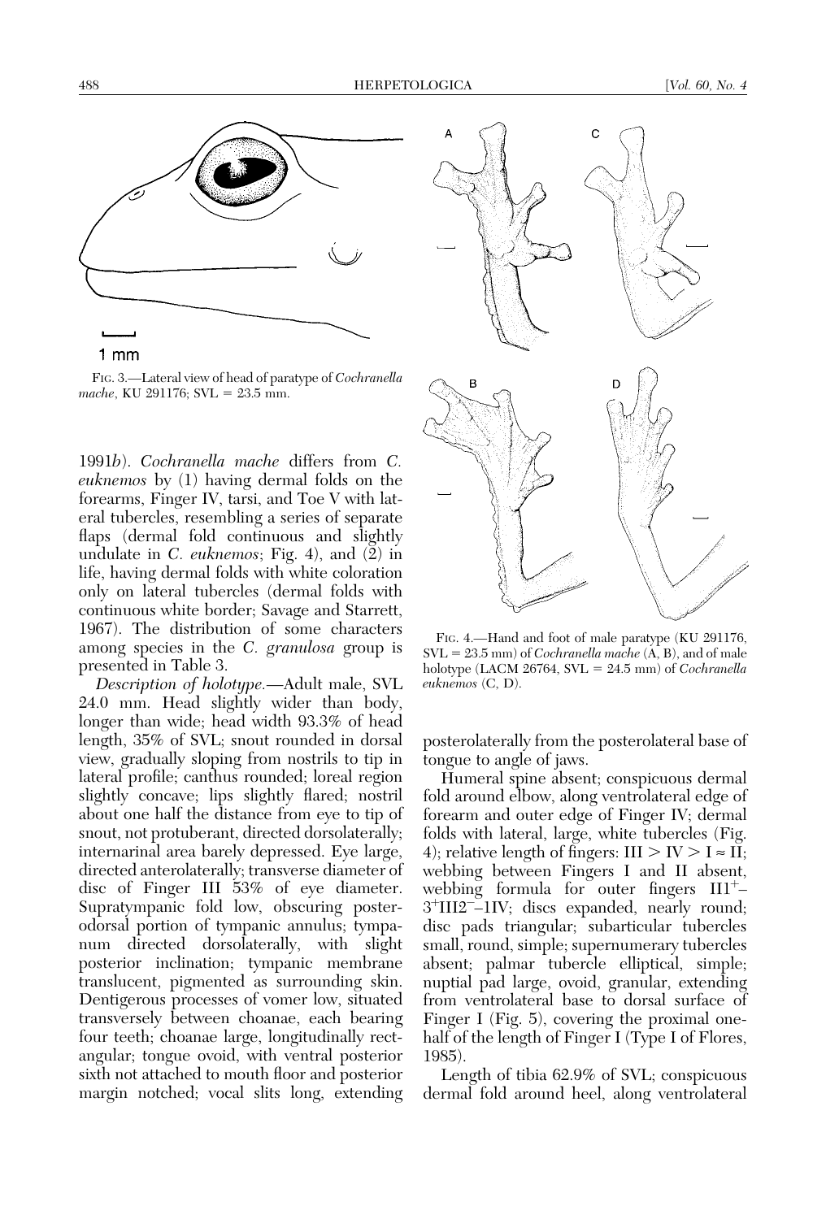FIG. 3.—Lateral view of head of paratype of *Cochranella mache*, KU 291176; SVL = 23.5 mm.

FIG. 4.—Hand and foot of male paratype (KU 291176, SVL = 23.5 mm) of *Cochranella mache* (A, B), and of male holotype (LACM 26764, SVL = 24.5 mm) of *Cochranella euknemos* (C, D).

1991*b*). *Cochranella mache* differs from *C. euknemos* by (1) having dermal folds on the forearms, Finger IV, tarsi, and Toe V with lateral tubercles, resembling a series of separate flaps (dermal fold continuous and slightly undulate in *C. euknemos*; Fig. 4), and (2) in life, having dermal folds with white coloration only on lateral tubercles (dermal folds with continuous white border; Savage and Starrett, 1967). The distribution of some characters among species in the *C. granulosa* group is presented in Table 3.

*Description of holotype.*—Adult male, SVL 24.0 mm. Head slightly wider than body, longer than wide; head width 93.3% of head length, 35% of SVL; snout rounded in dorsal view, gradually sloping from nostrils to tip in lateral profile; canthus rounded; loreal region slightly concave; lips slightly flared; nostril about one half the distance from eye to tip of snout, not protuberant, directed dorsolaterally; internarinal area barely depressed. Eye large, directed anterolaterally; transverse diameter of disc of Finger III 53% of eye diameter. Supratympanic fold low, obscuring posterodorsal portion of tympanic annulus; tympanum directed dorsolaterally, with slight posterior inclination; tympanic membrane translucent, pigmented as surrounding skin. Dentigerous processes of vomer low, situated transversely between choanae, each bearing four teeth; choanae large, longitudinally rectangular; tongue ovoid, with ventral posterior sixth not attached to mouth floor and posterior margin notched; vocal slits long, extending posterolaterally from the posterolateral base of tongue to angle of jaws.

Humeral spine absent; conspicuous dermal fold around elbow, along ventrolateral edge of forearm and outer edge of Finger IV; dermal folds with lateral, large, white tubercles (Fig. 4); relative length of fingers: III > IV > I ≈ II; webbing between Fingers I and II absent, webbing formula for outer fingers $II1^{+}$–$3^{+}III2^{-}$–$1IV$; discs expanded, nearly round; disc pads triangular; subarticular tubercles small, round, simple; supernumerary tubercles absent; palmar tubercle elliptical, simple; nuptial pad large, ovoid, granular, extending from ventrolateral base to dorsal surface of Finger I (Fig. 5), covering the proximal one-half of the length of Finger I (Type I of Flores, 1985).

Length of tibia 62.9% of SVL; conspicuous dermal fold around heel, along ventrolateral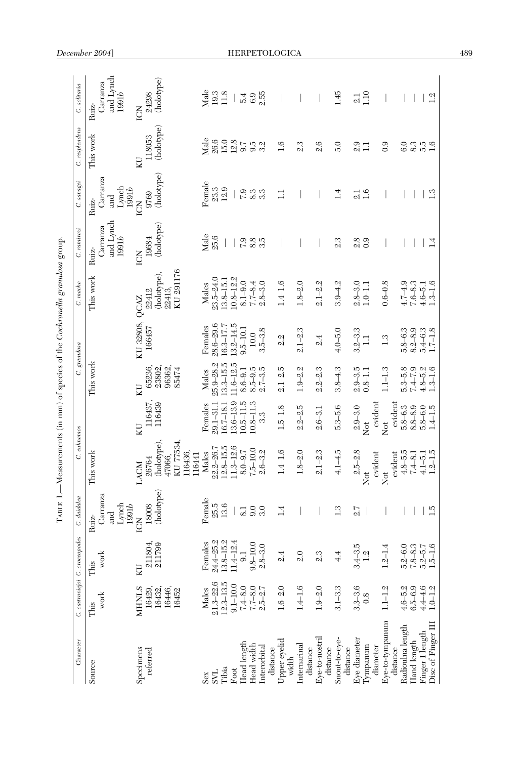TABLE 1.—Measurements (in mm) of species of the *Cochranella granulosa* group.

| Character | *C. castroviejoi* | *C. croceopodes* | *C. daidalea* | *C. euknemos* | | *C. granulosa* | | *C. mache* | *C. ramirezi* | *C. savagei* | *C. resplendens* | *C. solitaria* |
|---|---|---|---|---|---|---|---|---|---|---|---|---|
| Source | This work | This work | Ruiz-Carranza and Lynch 1991*b* | This work | | This work | | This work | Ruiz-Carranza and Lynch 1991*b* | Ruiz-Carranza and Lynch 1991*b* | This work | Ruiz-Carranza and Lynch 1991*b* |
| Specimens referred | MHNLS 16429, 16432, 16446, 16452 | KU 211804, 211799 | ICN 18008 (holotype) | LACM 26764 (holotype), 47066, KU 77534, 116436, 116441 | KU 116437, 116439 | KU 65236, 23802, 96362, 85474 | KU 32808, 166457 | QCAZ 22412 (holotype), 22413, KU 291176 | ICN 19684 (holotype) | ICN 9769 (holotype) | KU 118053 (holotype) | ICN 24298 (holotype) |
| Sex | Males | Females | Female | Males | Females | Males | Females | Males | Male | Female | Male | Male |
| SVL | 21.3–22.6 | 24.4–25.2 | 25.5 | 22.2–26.7 | 29.1–31.1 | 25.9–28.2 | 28.6–29.6 | 23.5–24.0 | 25.6 | 23.3 | 26.6 | 19.3 |
| Tibia | 12.3–13.5 | 13.8–15.2 | 13.6 | 12.8–15.5 | 16.7–18.1 | 13.3–15.5 | 16.3–17.7 | 13.8–15.1 | — | 12.9 | 15.0 | 11.8 |
| Foot | 9.1–10.0 | 11.4–12.4 | — | 11.3–12.6 | 13.6–13.9 | 11.6–12.5 | 13.2–14.5 | 10.8–12.2 | — | — | 12.8 | — |
| Head length | 7.4–8.0 | 9.1 | 8.1 | 8.0–9.7 | 10.5–11.5 | 8.6–9.1 | 9.5–10.1 | 8.1–9.0 | 7.9 | 7.9 | 9.7 | 5.4 |
| Head width | 7.7–8.0 | 9.8–10.0 | 9.0 | 7.5–10.0 | 10.8–11.3 | 8.5–9.5 | 10.0 | 7.7–8.4 | 8.8 | 8.3 | 9.5 | 6.9 |
| Interorbital distance | 2.5–2.7 | 2.8–3.0 | 3.0 | 2.6–3.2 | 3.3 | 2.7–3.5 | 3.5–3.8 | 2.8–3.0 | 3.5 | 3.3 | 3.2 | 2.55 |
| Upper eyelid width | 1.6–2.0 | 2.4 | 1.4 | 1.4–1.6 | 1.5–1.8 | 2.1–2.5 | 2.2 | 1.4–1.6 | — | 1.1 | 1.6 | — |
| Internarial distance | 1.4–1.6 | 2.0 | — | 1.8–2.0 | 2.2–2.5 | 1.9–2.2 | 2.1–2.3 | 1.8–2.0 | — | — | 2.3 | — |
| Eye-to-nostril distance | 1.9–2.0 | 2.3 | — | 2.1–2.3 | 2.6–3.1 | 2.2–2.3 | 2.4 | 2.1–2.2 | — | — | 2.6 | — |
| Snout-to-eye-distance | 3.1–3.3 | 4.4 | 1.3 | 4.1–4.5 | 5.3–5.6 | 3.8–4.3 | 4.0–5.0 | 3.9–4.2 | 2.3 | 1.4 | 5.0 | 1.45 |
| Eye diameter | 3.3–3.6 | 3.4–3.5 | 2.7 | 2.5–2.8 | 2.9–3.0 | 2.9–3.5 | 3.2–3.3 | 2.8–3.0 | 2.8 | 2.1 | 2.9 | 2.1 |
| Tympanum diameter | 0.8 | 1.2 | — | Not evident | Not evident | 0.8–1.1 | 1.1 | 1.0–1.1 | 0.9 | 1.6 | 1.1 | 1.10 |
| Eye-to-tympanum distance | 1.1–1.2 | 1.2–1.4 | — | Not evident | Not evident | 1.1–1.3 | 1.3 | 0.6–0.8 | — | — | 0.9 | — |
| Radioulna length | 4.6–5.2 | 5.2–6.0 | — | 4.8–5.5 | 5.8–6.3 | 5.3–5.8 | 5.8–6.3 | 4.7–4.9 | — | — | 6.0 | — |
| Hand length | 6.5–6.9 | 7.8–8.3 | — | 7.4–8.1 | 8.8–8.9 | 7.4–7.9 | 8.2–8.9 | 7.6–8.3 | — | — | 8.3 | — |
| Finger I length | 4.4–4.6 | 5.2–5.7 | — | 4.1–5.1 | 5.8–6.0 | 4.8–5.2 | 5.4–6.3 | 4.6–5.1 | — | — | 5.5 | — |
| Disc of Finger III | 1.0–1.2 | 1.5–1.6 | 1.5 | 1.2–1.5 | 1.4–1.5 | 1.3–1.6 | 1.7–1.8 | 1.3–1.6 | 1.4 | 1.3 | 1.6 | 1.2 |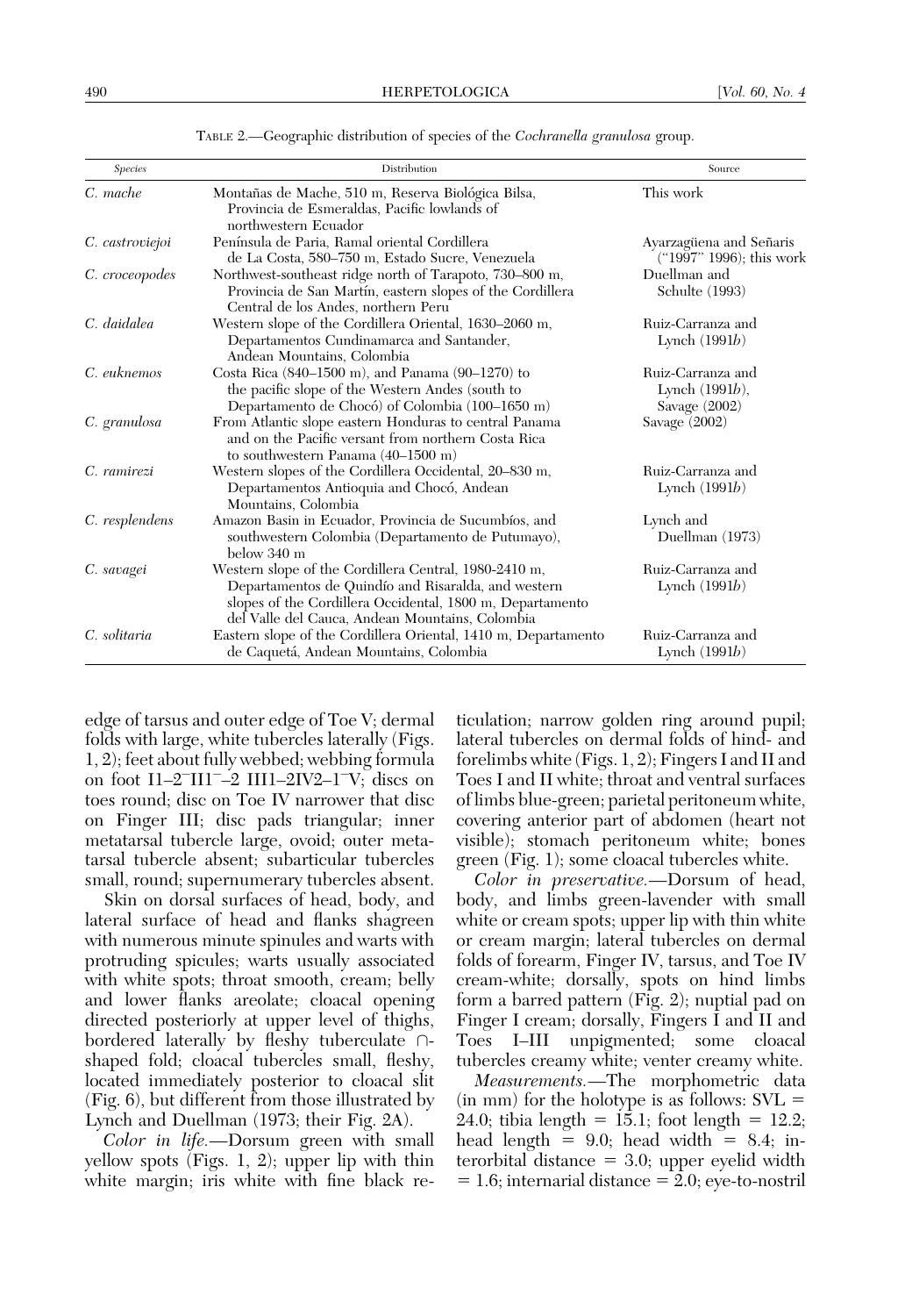TABLE 2.—Geographic distribution of species of the *Cochranella granulosa* group.

| Species | Distribution | Source |
|---|---|---|
| *C. mache* | Montañas de Mache, 510 m, Reserva Biológica Bilsa, Provincia de Esmeraldas, Pacific lowlands of northwestern Ecuador | This work |
| *C. castroviejoi* | Península de Paria, Ramal oriental Cordillera de La Costa, 580–750 m, Estado Sucre, Venezuela | Ayarzagüena and Señaris ("1997" 1996); this work |
| *C. croceopodes* | Northwest-southeast ridge north of Tarapoto, 730–800 m, Provincia de San Martín, eastern slopes of the Cordillera Central de los Andes, northern Peru | Duellman and Schulte (1993) |
| *C. daidalea* | Western slope of the Cordillera Oriental, 1630–2060 m, Departamentos Cundinamarca and Santander, Andean Mountains, Colombia | Ruiz-Carranza and Lynch (1991*b*) |
| *C. euknemos* | Costa Rica (840–1500 m), and Panama (90–1270) to the pacific slope of the Western Andes (south to Departamento de Chocó) of Colombia (100–1650 m) | Ruiz-Carranza and Lynch (1991*b*), Savage (2002) |
| *C. granulosa* | From Atlantic slope eastern Honduras to central Panama and on the Pacific versant from northern Costa Rica to southwestern Panama (40–1500 m) | Savage (2002) |
| *C. ramirezi* | Western slope of the Cordillera Occidental, 20–830 m, Departamentos Antioquia and Chocó, Andean Mountains, Colombia | Ruiz-Carranza and Lynch (1991*b*) |
| *C. resplendens* | Amazon Basin in Ecuador, Provincia de Sucumbíos, and southwestern Colombia (Departamento de Putumayo), below 340 m | Lynch and Duellman (1973) |
| *C. savagei* | Western slope of the Cordillera Central, 1980-2410 m, Departamentos de Quindío and Risaralda, and western slopes of the Cordillera Occidental, 1800 m, Departamento del Valle del Cauca, Andean Mountains, Colombia | Ruiz-Carranza and Lynch (1991*b*) |
| *C. solitaria* | Eastern slope of the Cordillera Oriental, 1410 m, Departamento de Caquetá, Andean Mountains, Colombia | Ruiz-Carranza and Lynch (1991*b*) |

edge of tarsus and outer edge of Toe V; dermal folds with large, white tubercles laterally (Figs. 1, 2); feet about fully webbed; webbing formula on foot I1–2$^{-}$II1$^{-}$–2 III1–2IV2–1$^{-}$V; discs on toes round; disc on Toe IV narrower that disc on Finger III; disc pads triangular; inner metatarsal tubercle large, ovoid; outer metatarsal tubercle absent; subarticular tubercles small, round; supernumerary tubercles absent.

Skin on dorsal surfaces of head, body, and lateral surface of head and flanks shagreen with numerous minute spinules and warts with protruding spicules; warts usually associated with white spots; throat smooth, cream; belly and lower flanks areolate; cloacal opening directed posteriorly at upper level of thighs, bordered laterally by fleshy tuberculate ∩-shaped fold; cloacal tubercles small, fleshy, located immediately posterior to cloacal slit (Fig. 6), but different from those illustrated by Lynch and Duellman (1973; their Fig. 2A).

*Color in life.*—Dorsum green with small yellow spots (Figs. 1, 2); upper lip with thin white margin; iris white with fine black reticulation; narrow golden ring around pupil; lateral tubercles on dermal folds of hind- and forelimbs white (Figs. 1, 2); Fingers I and II and Toes I and II white; throat and ventral surfaces of limbs blue-green; parietal peritoneum white, covering anterior part of abdomen (heart not visible); stomach peritoneum white; bones green (Fig. 1); some cloacal tubercles white.

*Color in preservative.*—Dorsum of head, body, and limbs green-lavender with small white or cream spots; upper lip with thin white or cream margin; lateral tubercles on dermal folds of forearm, Finger IV, tarsus, and Toe IV cream-white; dorsally, spots on hind limbs form a barred pattern (Fig. 2); nuptial pad on Finger I cream; dorsally, Fingers I and II and Toes I–III unpigmented; some cloacal tubercles creamy white; venter creamy white.

*Measurements.*—The morphometric data (in mm) for the holotype is as follows: SVL = 24.0; tibia length = 15.1; foot length = 12.2; head length = 9.0; head width = 8.4; interorbital distance = 3.0; upper eyelid width = 1.6; internarial distance = 2.0; eye-to-nostril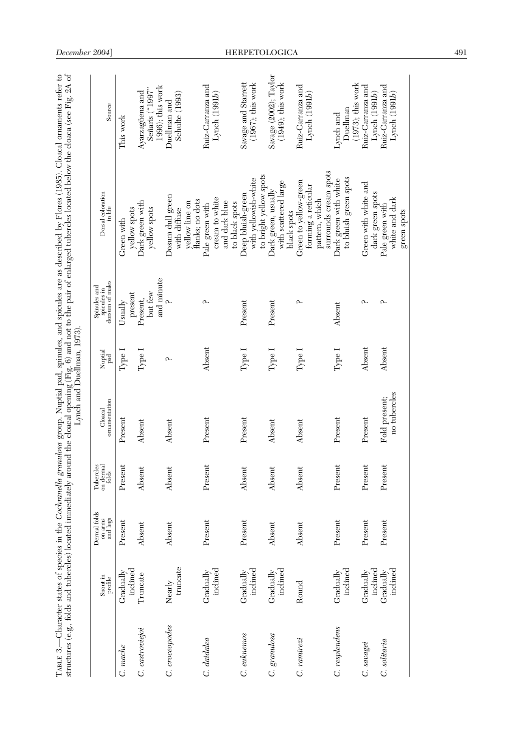TABLE 3.—Character states of species in the *Cochranella granulosa* group. Nuptial pad, spinules, and spicules are as described by Flores (1985). Cloacal ornaments refer to structures (e.g., folds and tubercles) located immediately around the cloacal opening (Fig. 6) and not to the pair of enlarged tubercles located below the cloaca (see Fig. 2A of Lynch and Duellman, 1973).

| | Snout in profile | Dermal folds on arms and legs | Tubercles on dermal folds | Cloacal ornamentation | Nuptial pad | Spinules and spicules in dorsum of males | Dorsal coloration in life | Source |
|---|---|---|---|---|---|---|---|---|
| *C. mache* | Gradually inclined | Present | Present | Present | Type I | Usually present | Green with yellow spots | This work |
| *C. castroviejoi* | Truncate | Absent | Absent | Absent | Type I | Present, but few and minute | Dark green with yellow spots | Ayarzagüena and Señaris ("1997" 1996); this work |
| *C. croceopodes* | Nearly truncate | Absent | Absent | Absent | ? | ? | Dosum dull green with diffuse yellow line on flanks; no dots | Duellman and Schulte (1993) |
| *C. daidalea* | Gradually inclined | Present | Present | Present | Absent | ? | Pale green with cream to white and dark blue to black spots | Ruiz-Carranza and Lynch (1991*b*) |
| *C. euknemos* | Gradually inclined | Present | Absent | Present | Type I | Present | Deep bluish-green with yellowish-white to bright yellow spots | Savage and Starrett (1967); this work |
| *C. granulosa* | Gradually inclined | Absent | Absent | Absent | Type I | Present | Dark green, usually with scattered large black spots | Savage (2002); Taylor (1949); this work |
| *C. ramirezi* | Round | Absent | Absent | Absent | Type I | ? | Green to yellow-green forming a reticular pattern, which surrounds cream spots | Ruiz-Carranza and Lynch (1991*b*) |
| *C. resplendens* | Gradually inclined | Present | Present | Present | Type I | Absent | Dark green with white to bluish green spots | Lynch and Duellman (1973); this work |
| *C. savagei* | Gradually inclined | Present | Present | Present | Absent | ? | Green with white and dark green spots | Ruiz-Carranza and Lynch (1991*b*) |
| *C. solitaria* | Gradually inclined | Present | Present | Fold present; no tubercles | Absent | ? | Pale green with white and dark green spots | Ruiz-Carranza and Lynch (1991*b*) |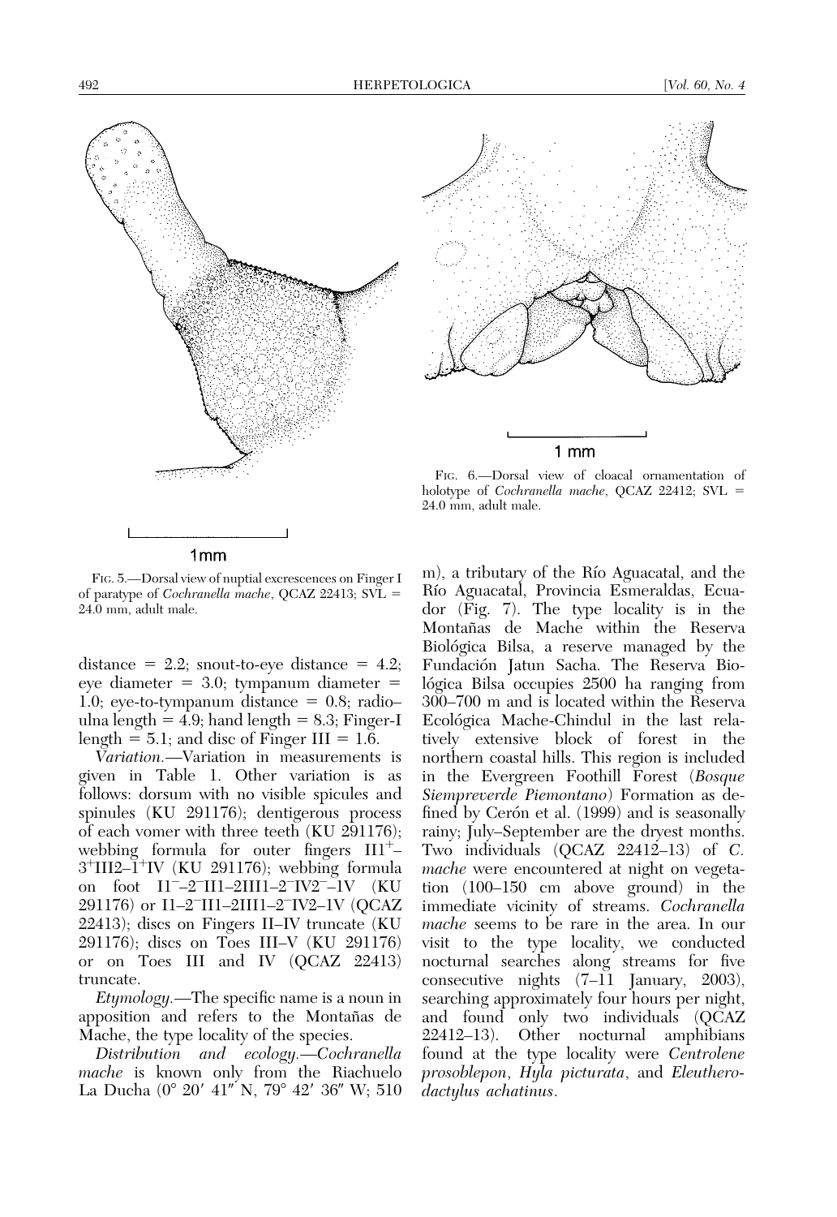FIG. 5.—Dorsal view of nuptial excrescences on Finger I of paratype of *Cochranella mache*, QCAZ 22413; SVL = 24.0 mm, adult male.

FIG. 6.—Dorsal view of cloacal ornamentation of holotype of *Cochranella mache*, QCAZ 22412; SVL = 24.0 mm, adult male.

distance = 2.2; snout-to-eye distance = 4.2; eye diameter = 3.0; tympanum diameter = 1.0; eye-to-tympanum distance = 0.8; radio–ulna length = 4.9; hand length = 8.3; Finger-I length = 5.1; and disc of Finger III = 1.6.

*Variation.*—Variation in measurements is given in Table 1. Other variation is as follows: dorsum with no visible spicules and spinules (KU 291176); dentigerous process of each vomer with three teeth (KU 291176); webbing formula for outer fingers II$1^{+}$–$3^{+}$III2–$1^{+}$IV (KU 291176); webbing formula on foot I$1^{-}$–$2^{-}$II1–2III1–$2^{-}$IV$2^{-}$–1V (KU 291176) or I1–$2^{-}$II1–2III1–$2^{-}$IV2–1V (QCAZ 22413); discs on Fingers II–IV truncate (KU 291176); discs on Toes III–V (KU 291176) or on Toes III and IV (QCAZ 22413) truncate.

*Etymology.*—The specific name is a noun in apposition and refers to the Montañas de Mache, the type locality of the species.

*Distribution and ecology.*—*Cochranella mache* is known only from the Riachuelo La Ducha (0° 20′ 41″ N, 79° 42′ 36″ W; 510 m), a tributary of the Río Aguacatal, and the Río Aguacatal, Provincia Esmeraldas, Ecuador (Fig. 7). The type locality is in the Montañas de Mache within the Reserva Biológica Bilsa, a reserve managed by the Fundación Jatun Sacha. The Reserva Biológica Bilsa occupies 2500 ha ranging from 300–700 m and is located within the Reserva Ecológica Mache-Chindul in the last relatively extensive block of forest in the northern coastal hills. This region is included in the Evergreen Foothill Forest (*Bosque Siempreverde Piemontano*) Formation as defined by Cerón et al. (1999) and is seasonally rainy; July–September are the dryest months. Two individuals (QCAZ 22412–13) of *C. mache* were encountered at night on vegetation (100–150 cm above ground) in the immediate vicinity of streams. *Cochranella mache* seems to be rare in the area. In our visit to the type locality, we conducted nocturnal searches along streams for five consecutive nights (7–11 January, 2003), searching approximately four hours per night, and found only two individuals (QCAZ 22412–13). Other nocturnal amphibians found at the type locality were *Centrolene prosoblepon*, *Hyla picturata*, and *Eleutherodactylus achatinus*.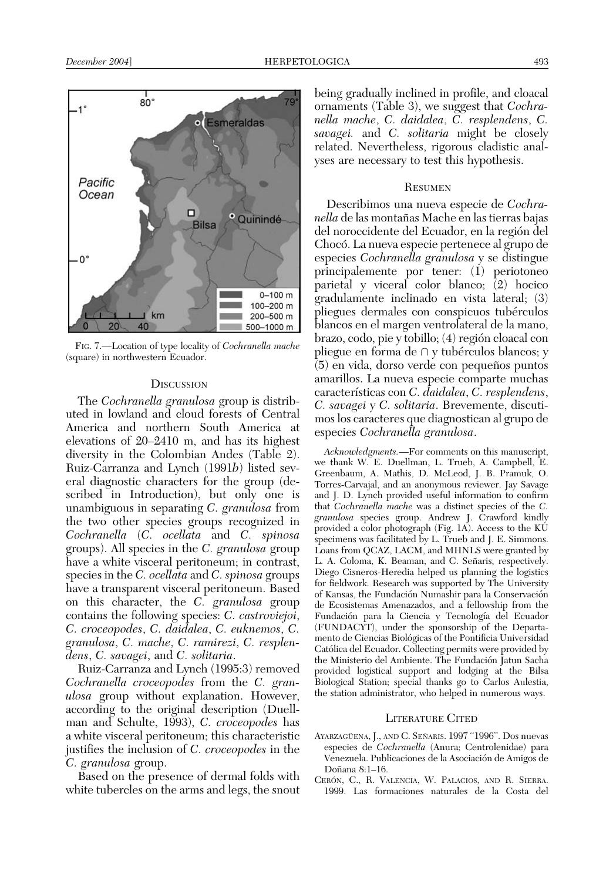FIG. 7.—Location of type locality of *Cochranella mache* (square) in northwestern Ecuador.

## DISCUSSION

The *Cochranella granulosa* group is distributed in lowland and cloud forests of Central America and northern South America at elevations of 20–2410 m, and has its highest diversity in the Colombian Andes (Table 2). Ruiz-Carranza and Lynch (1991*b*) listed several diagnostic characters for the group (described in Introduction), but only one is unambiguous in separating *C. granulosa* from the two other species groups recognized in *Cochranella* (*C. ocellata* and *C. spinosa* groups). All species in the *C. granulosa* group have a white visceral peritoneum; in contrast, species in the *C. ocellata* and *C. spinosa* groups have a transparent visceral peritoneum. Based on this character, the *C. granulosa* group contains the following species: *C. castroviejoi*, *C. croceopodes*, *C. daidalea*, *C. euknemos*, *C. granulosa*, *C. mache*, *C. ramirezi*, *C. resplendens*, *C. savagei*, and *C. solitaria*.

Ruiz-Carranza and Lynch (1995:3) removed *Cochranella croceopodes* from the *C. granulosa* group without explanation. However, according to the original description (Duellman and Schulte, 1993), *C. croceopodes* has a white visceral peritoneum; this characteristic justifies the inclusion of *C. croceopodes* in the *C. granulosa* group.

Based on the presence of dermal folds with white tubercles on the arms and legs, the snout being gradually inclined in profile, and cloacal ornaments (Table 3), we suggest that *Cochranella mache*, *C. daidalea*, *C. resplendens*, *C. savagei.* and *C. solitaria* might be closely related. Nevertheless, rigorous cladistic analyses are necessary to test this hypothesis.

## RESUMEN

Describimos una nueva especie de *Cochranella* de las montañas Mache en las tierras bajas del noroccidente del Ecuador, en la región del Chocó. La nueva especie pertenece al grupo de especies *Cochranella granulosa* y se distingue principalemente por tener: (1) periotoneo parietal y viceral color blanco; (2) hocico gradulamente inclinado en vista lateral; (3) pliegues dermales con conspicuos tubérculos blancos en el margen ventrolateral de la mano, brazo, codo, pie y tobillo; (4) región cloacal con pliegue en forma de ∩ y tubérculos blancos; y (5) en vida, dorso verde con pequeños puntos amarillos. La nueva especie comparte muchas características con *C. daidalea*, *C. resplendens*, *C. savagei* y *C. solitaria*. Brevemente, discutimos los caracteres que diagnostican al grupo de especies *Cochranella granulosa*.

*Acknowledgments.*—For comments on this manuscript, we thank W. E. Duellman, L. Trueb, A. Campbell, E. Greenbaum, A. Mathis, D. McLeod, J. B. Pramuk, O. Torres-Carvajal, and an anonymous reviewer. Jay Savage and J. D. Lynch provided useful information to confirm that *Cochranella mache* was a distinct species of the *C. granulosa* species group. Andrew J. Crawford kindly provided a color photograph (Fig. 1A). Access to the KU specimens was facilitated by L. Trueb and J. E. Simmons. Loans from QCAZ, LACM, and MHNLS were granted by L. A. Coloma, K. Beaman, and C. Señaris, respectively. Diego Cisneros-Heredia helped us planning the logistics for fieldwork. Research was supported by The University of Kansas, the Fundación Numashir para la Conservación de Ecosistemas Amenazados, and a fellowship from the Fundación para la Ciencia y Tecnología del Ecuador (FUNDACYT), under the sponsorship of the Departamento de Ciencias Biológicas of the Pontificia Universidad Católica del Ecuador. Collecting permits were provided by the Ministerio del Ambiente. The Fundación Jatun Sacha provided logistical support and lodging at the Bilsa Biological Station; special thanks go to Carlos Aulestia, the station administrator, who helped in numerous ways.

## LITERATURE CITED

AYARZAGÜENA, J., AND C. SEÑARIS. 1997 "1996". Dos nuevas especies de *Cochranella* (Anura; Centrolenidae) para Venezuela. Publicaciones de la Asociación de Amigos de Doñana 8:1–16.

CERÓN, C., R. VALENCIA, W. PALACIOS, AND R. SIERRA. 1999. Las formaciones naturales de la Costa del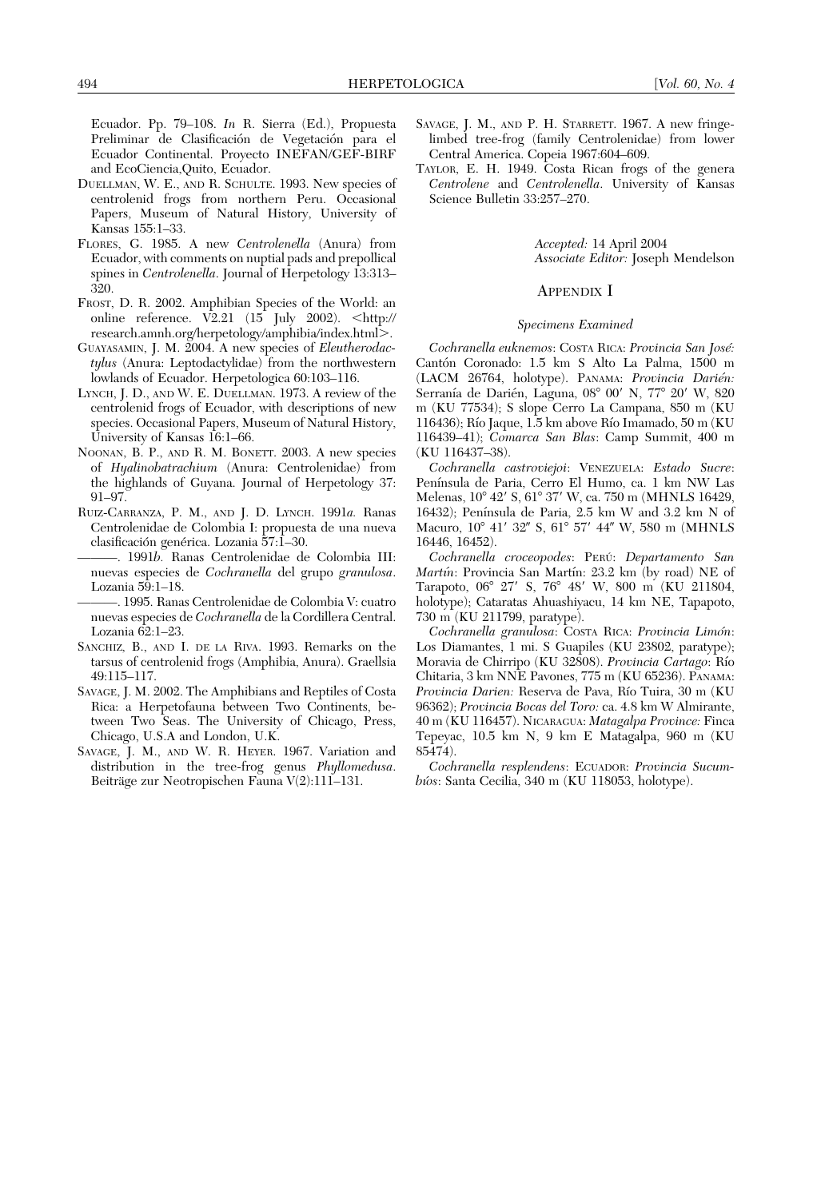Ecuador. Pp. 79–108. *In* R. Sierra (Ed.), Propuesta Preliminar de Clasificación de Vegetación para el Ecuador Continental. Proyecto INEFAN/GEF-BIRF and EcoCiencia,Quito, Ecuador.

DUELLMAN, W. E., AND R. SCHULTE. 1993. New species of centrolenid frogs from northern Peru. Occasional Papers, Museum of Natural History, University of Kansas 155:1–33.

FLORES, G. 1985. A new *Centrolenella* (Anura) from Ecuador, with comments on nuptial pads and prepollical spines in *Centrolenella*. Journal of Herpetology 13:313–320.

FROST, D. R. 2002. Amphibian Species of the World: an online reference. V2.21 (15 July 2002). <http://research.amnh.org/herpetology/amphibia/index.html>.

GUAYASAMIN, J. M. 2004. A new species of *Eleutherodactylus* (Anura: Leptodactylidae) from the northwestern lowlands of Ecuador. Herpetologica 60:103–116.

LYNCH, J. D., AND W. E. DUELLMAN. 1973. A review of the centrolenid frogs of Ecuador, with descriptions of new species. Occasional Papers, Museum of Natural History, University of Kansas 16:1–66.

NOONAN, B. P., AND R. M. BONETT. 2003. A new species of *Hyalinobatrachium* (Anura: Centrolenidae) from the highlands of Guyana. Journal of Herpetology 37: 91–97.

RUIZ-CARRANZA, P. M., AND J. D. LYNCH. 1991*a*. Ranas Centrolenidae de Colombia I: propuesta de una nueva clasificación genérica. Lozania 57:1–30.

———. 1991*b*. Ranas Centrolenidae de Colombia III: nuevas especies de *Cochranella* del grupo *granulosa*. Lozania 59:1–18.

———. 1995. Ranas Centrolenidae de Colombia V: cuatro nuevas especies de *Cochranella* de la Cordillera Central. Lozania 62:1–23.

SANCHIZ, B., AND I. DE LA RIVA. 1993. Remarks on the tarsus of centrolenid frogs (Amphibia, Anura). Graellsia 49:115–117.

SAVAGE, J. M. 2002. The Amphibians and Reptiles of Costa Rica: a Herpetofauna between Two Continents, between Two Seas. The University of Chicago, Press, Chicago, U.S.A and London, U.K.

SAVAGE, J. M., AND W. R. HEYER. 1967. Variation and distribution in the tree-frog genus *Phyllomedusa*. Beiträge zur Neotropischen Fauna V(2):111–131.

SAVAGE, J. M., AND P. H. STARRETT. 1967. A new fringe-limbed tree-frog (family Centrolenidae) from lower Central America. Copeia 1967:604–609.

TAYLOR, E. H. 1949. Costa Rican frogs of the genera *Centrolene* and *Centrolenella*. University of Kansas Science Bulletin 33:257–270.

*Accepted:* 14 April 2004
*Associate Editor:* Joseph Mendelson

## APPENDIX I

### *Specimens Examined*

*Cochranella euknemos*: COSTA RICA: *Provincia San José:* Cantón Coronado: 1.5 km S Alto La Palma, 1500 m (LACM 26764, holotype). PANAMA: *Provincia Darién:* Serranía de Darién, Laguna, 08° 00′ N, 77° 20′ W, 820 m (KU 77534); S slope Cerro La Campana, 850 m (KU 116436); Río Jaque, 1.5 km above Río Imamado, 50 m (KU 116439–41); *Comarca San Blas*: Camp Summit, 400 m (KU 116437–38).

*Cochranella castroviejoi*: VENEZUELA: *Estado Sucre*: Península de Paria, Cerro El Humo, ca. 1 km NW Las Melenas, 10° 42′ S, 61° 37′ W, ca. 750 m (MHNLS 16429, 16432); Península de Paria, 2.5 km W and 3.2 km N of Macuro, 10° 41′ 32″ S, 61° 57′ 44″ W, 580 m (MHNLS 16446, 16452).

*Cochranella croceopodes*: PERÚ: *Departamento San Martín*: Provincia San Martín: 23.2 km (by road) NE of Tarapoto, 06° 27′ S, 76° 48′ W, 800 m (KU 211804, holotype); Cataratas Ahuashiyacu, 14 km NE, Tapapoto, 730 m (KU 211799, paratype).

*Cochranella granulosa*: COSTA RICA: *Provincia Limón*: Los Diamantes, 1 mi. S Guapiles (KU 23802, paratype); Moravia de Chirripo (KU 32808). *Provincia Cartago*: Río Chitaria, 3 km NNE Pavones, 775 m (KU 65236). PANAMA: *Provincia Darien:* Reserva de Pava, Río Tuira, 30 m (KU 96362); *Provincia Bocas del Toro:* ca. 4.8 km W Almirante, 40 m (KU 116457). NICARAGUA: *Matagalpa Province:* Finca Tepeyac, 10.5 km N, 9 km E Matagalpa, 960 m (KU 85474).

*Cochranella resplendens*: ECUADOR: *Provincia Sucumbíos*: Santa Cecilia, 340 m (KU 118053, holotype).